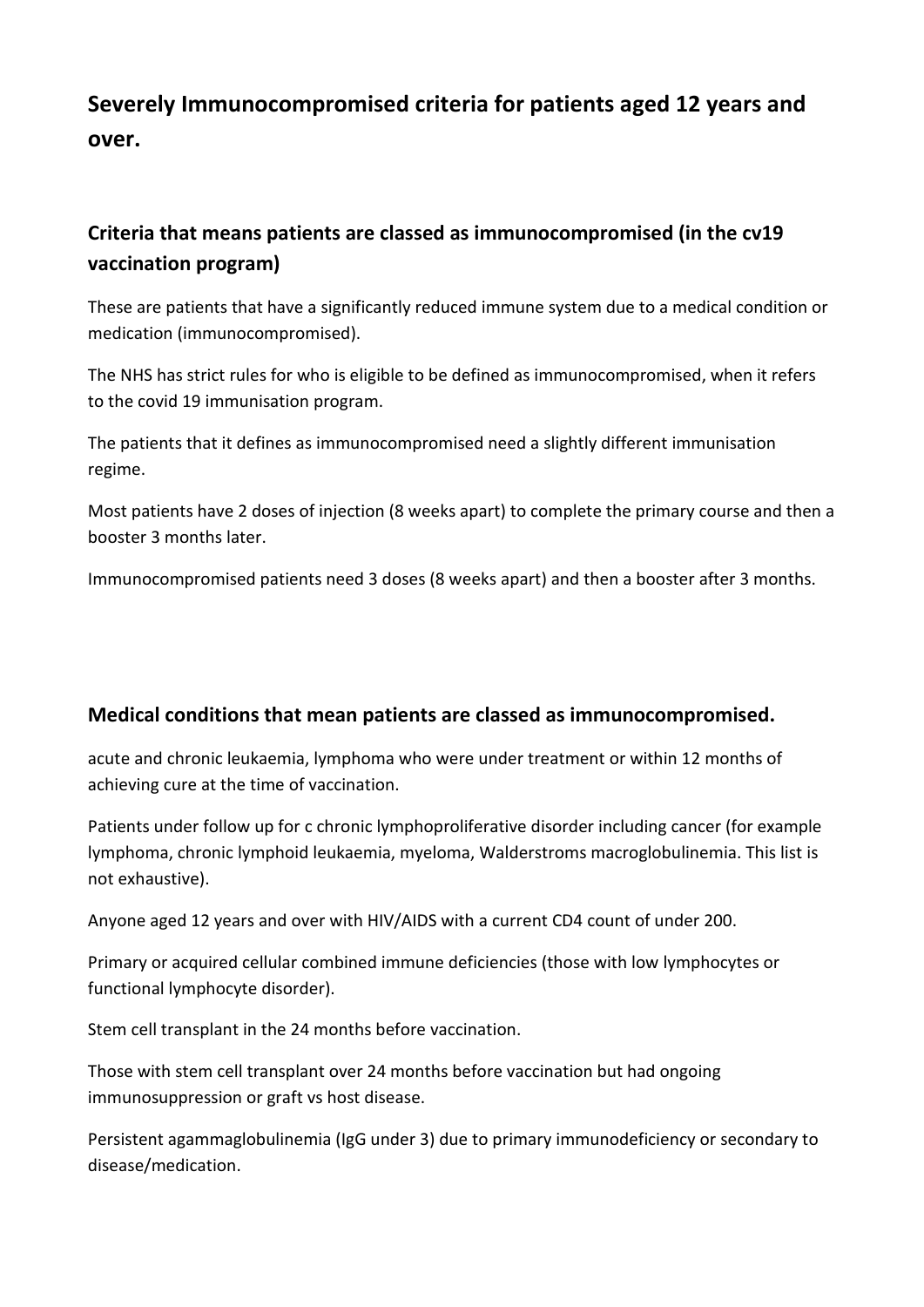# Severely Immunocompromised criteria for patients aged 12 years and over.

## Criteria that means patients are classed as immunocompromised (in the cv19 vaccination program)

These are patients that have a significantly reduced immune system due to a medical condition or medication (immunocompromised).

The NHS has strict rules for who is eligible to be defined as immunocompromised, when it refers to the covid 19 immunisation program.

The patients that it defines as immunocompromised need a slightly different immunisation regime.

Most patients have 2 doses of injection (8 weeks apart) to complete the primary course and then a booster 3 months later.

Immunocompromised patients need 3 doses (8 weeks apart) and then a booster after 3 months.

## Medical conditions that mean patients are classed as immunocompromised.

acute and chronic leukaemia, lymphoma who were under treatment or within 12 months of achieving cure at the time of vaccination.

Patients under follow up for c chronic lymphoproliferative disorder including cancer (for example lymphoma, chronic lymphoid leukaemia, myeloma, Walderstroms macroglobulinemia. This list is not exhaustive).

Anyone aged 12 years and over with HIV/AIDS with a current CD4 count of under 200.

Primary or acquired cellular combined immune deficiencies (those with low lymphocytes or functional lymphocyte disorder).

Stem cell transplant in the 24 months before vaccination.

Those with stem cell transplant over 24 months before vaccination but had ongoing immunosuppression or graft vs host disease.

Persistent agammaglobulinemia (IgG under 3) due to primary immunodeficiency or secondary to disease/medication.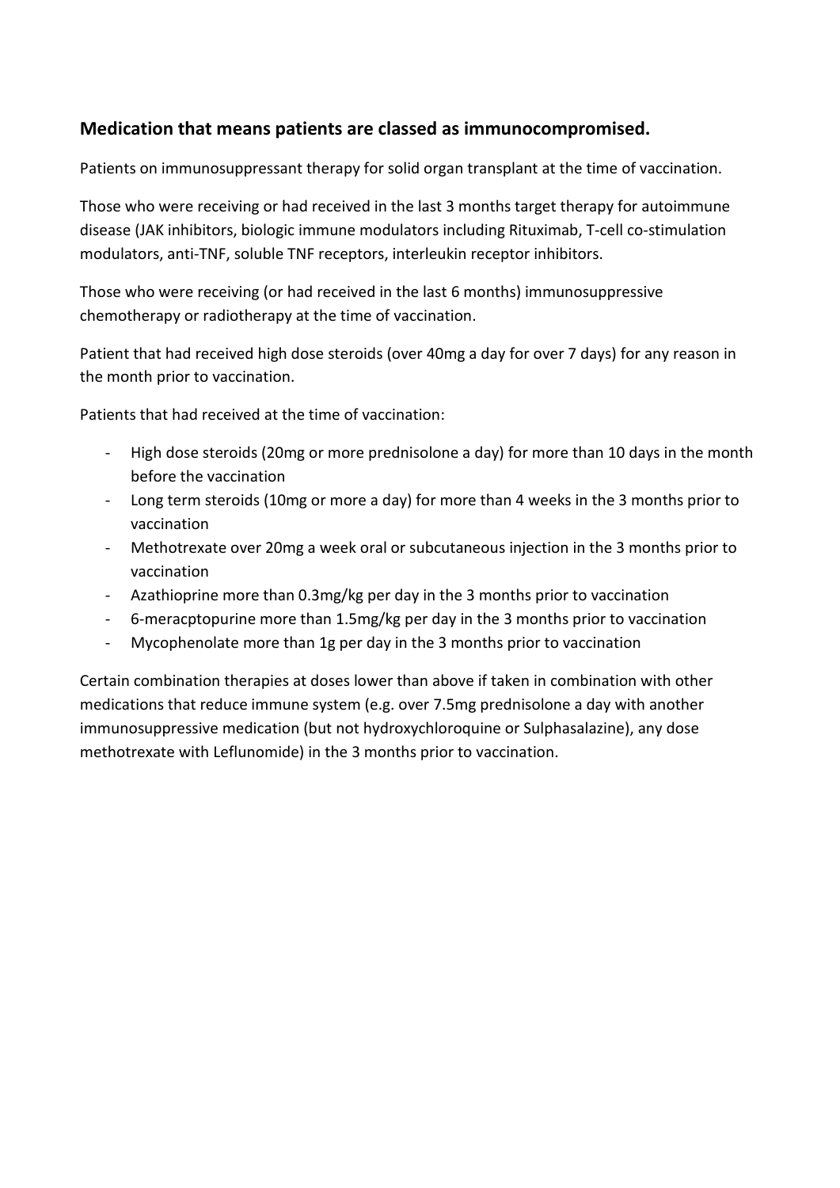## Medication that means patients are classed as immunocompromised.

Patients on immunosuppressant therapy for solid organ transplant at the time of vaccination.

Those who were receiving or had received in the last 3 months target therapy for autoimmune disease (JAK inhibitors, biologic immune modulators including Rituximab, T-cell co-stimulation modulators, anti-TNF, soluble TNF receptors, interleukin receptor inhibitors.

Those who were receiving (or had received in the last 6 months) immunosuppressive chemotherapy or radiotherapy at the time of vaccination.

Patient that had received high dose steroids (over 40mg a day for over 7 days) for any reason in the month prior to vaccination.

Patients that had received at the time of vaccination:

- High dose steroids (20mg or more prednisolone a day) for more than 10 days in the month before the vaccination
- Long term steroids (10mg or more a day) for more than 4 weeks in the 3 months prior to vaccination
- Methotrexate over 20mg a week oral or subcutaneous injection in the 3 months prior to vaccination
- Azathioprine more than 0.3mg/kg per day in the 3 months prior to vaccination
- 6-meracptopurine more than 1.5mg/kg per day in the 3 months prior to vaccination
- Mycophenolate more than 1g per day in the 3 months prior to vaccination

Certain combination therapies at doses lower than above if taken in combination with other medications that reduce immune system (e.g. over 7.5mg prednisolone a day with another immunosuppressive medication (but not hydroxychloroquine or Sulphasalazine), any dose methotrexate with Leflunomide) in the 3 months prior to vaccination.